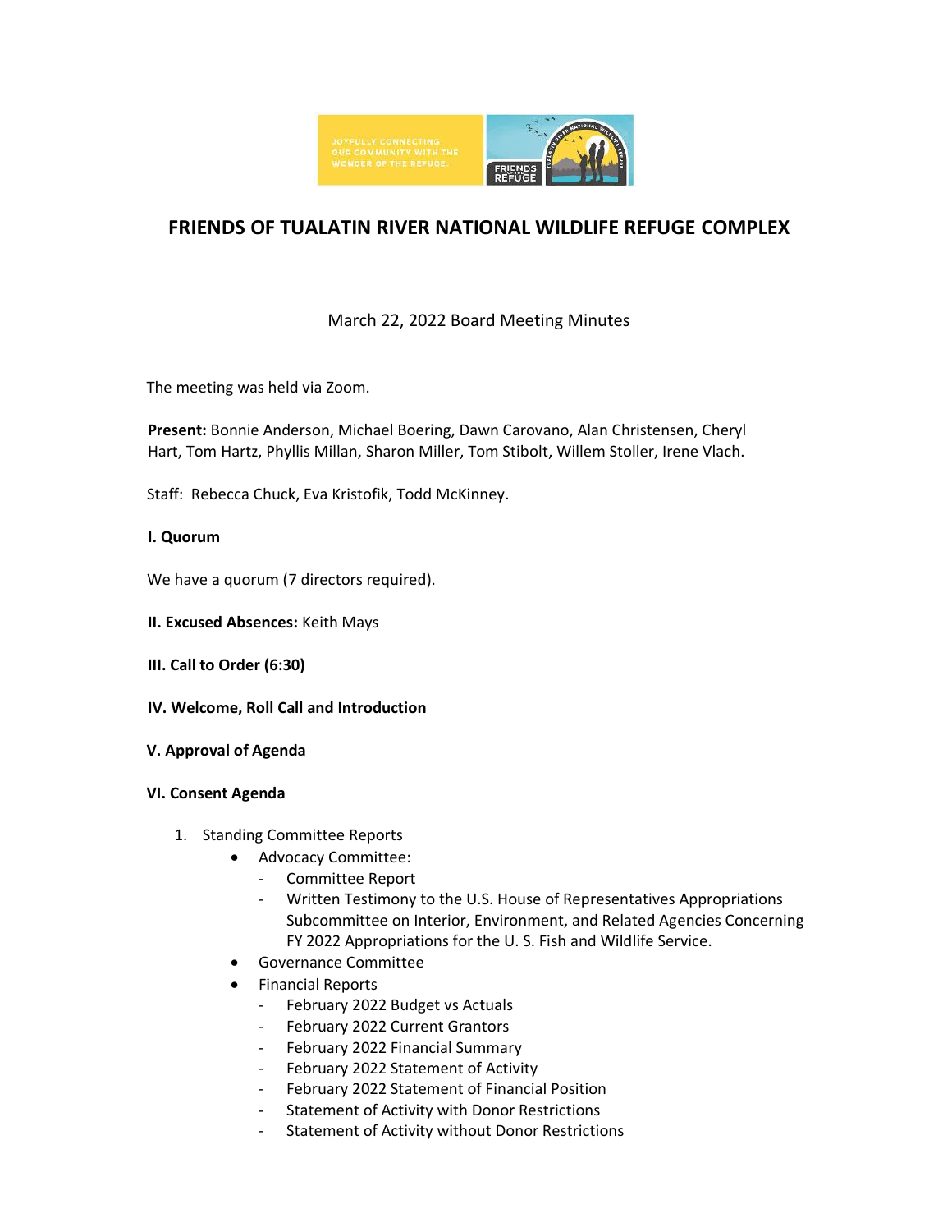# FRIENDS OF TUALATIN RIVER NATIONAL WILDLIFE REFUGE COMPLEX

March 22, 2022 Board Meeting Minutes

The meeting was held via Zoom.

**Present:** Bonnie Anderson, Michael Boering, Dawn Carovano, Alan Christensen, Cheryl Hart, Tom Hartz, Phyllis Millan, Sharon Miller, Tom Stibolt, Willem Stoller, Irene Vlach.

Staff: Rebecca Chuck, Eva Kristofik, Todd McKinney.

**I. Quorum**

We have a quorum (7 directors required).

**II. Excused Absences:** Keith Mays

**III. Call to Order (6:30)**

**IV. Welcome, Roll Call and Introduction**

**V. Approval of Agenda**

**VI. Consent Agenda**

1. Standing Committee Reports
   - Advocacy Committee:
     - Committee Report
     - Written Testimony to the U.S. House of Representatives Appropriations Subcommittee on Interior, Environment, and Related Agencies Concerning FY 2022 Appropriations for the U. S. Fish and Wildlife Service.
   - Governance Committee
   - Financial Reports
     - February 2022 Budget vs Actuals
     - February 2022 Current Grantors
     - February 2022 Financial Summary
     - February 2022 Statement of Activity
     - February 2022 Statement of Financial Position
     - Statement of Activity with Donor Restrictions
     - Statement of Activity without Donor Restrictions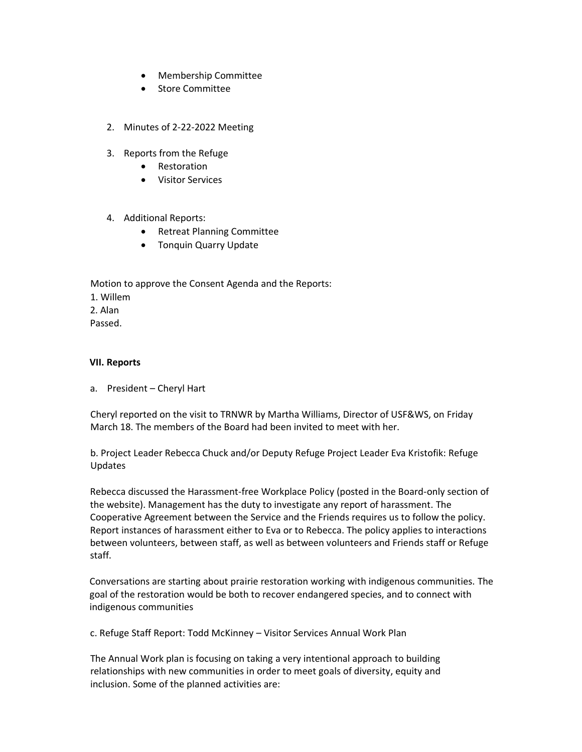- Membership Committee
- Store Committee

2. Minutes of 2-22-2022 Meeting

3. Reports from the Refuge
   - Restoration
   - Visitor Services

4. Additional Reports:
   - Retreat Planning Committee
   - Tonquin Quarry Update

Motion to approve the Consent Agenda and the Reports:
1. Willem
2. Alan
Passed.

**VII. Reports**

a. President – Cheryl Hart

Cheryl reported on the visit to TRNWR by Martha Williams, Director of USF&WS, on Friday March 18. The members of the Board had been invited to meet with her.

b. Project Leader Rebecca Chuck and/or Deputy Refuge Project Leader Eva Kristofik: Refuge Updates

Rebecca discussed the Harassment-free Workplace Policy (posted in the Board-only section of the website). Management has the duty to investigate any report of harassment. The Cooperative Agreement between the Service and the Friends requires us to follow the policy. Report instances of harassment either to Eva or to Rebecca. The policy applies to interactions between volunteers, between staff, as well as between volunteers and Friends staff or Refuge staff.

Conversations are starting about prairie restoration working with indigenous communities. The goal of the restoration would be both to recover endangered species, and to connect with indigenous communities

c. Refuge Staff Report: Todd McKinney – Visitor Services Annual Work Plan

The Annual Work plan is focusing on taking a very intentional approach to building relationships with new communities in order to meet goals of diversity, equity and inclusion. Some of the planned activities are: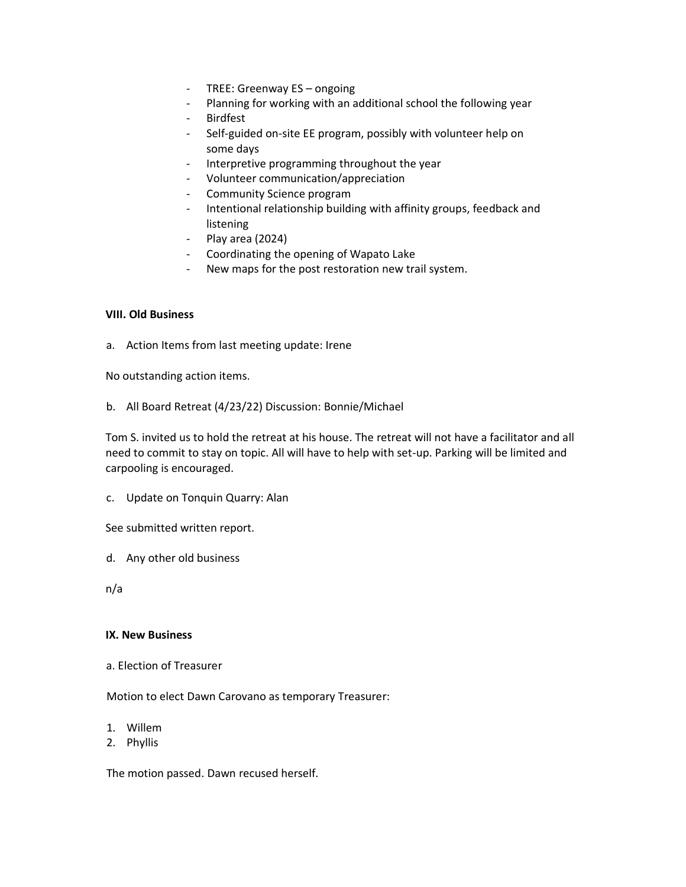- TREE: Greenway ES – ongoing
- Planning for working with an additional school the following year
- Birdfest
- Self-guided on-site EE program, possibly with volunteer help on some days
- Interpretive programming throughout the year
- Volunteer communication/appreciation
- Community Science program
- Intentional relationship building with affinity groups, feedback and listening
- Play area (2024)
- Coordinating the opening of Wapato Lake
- New maps for the post restoration new trail system.

**VIII. Old Business**

a. Action Items from last meeting update: Irene

No outstanding action items.

b. All Board Retreat (4/23/22) Discussion: Bonnie/Michael

Tom S. invited us to hold the retreat at his house. The retreat will not have a facilitator and all need to commit to stay on topic. All will have to help with set-up. Parking will be limited and carpooling is encouraged.

c. Update on Tonquin Quarry: Alan

See submitted written report.

d. Any other old business

n/a

**IX. New Business**

a. Election of Treasurer

Motion to elect Dawn Carovano as temporary Treasurer:

1. Willem
2. Phyllis

The motion passed. Dawn recused herself.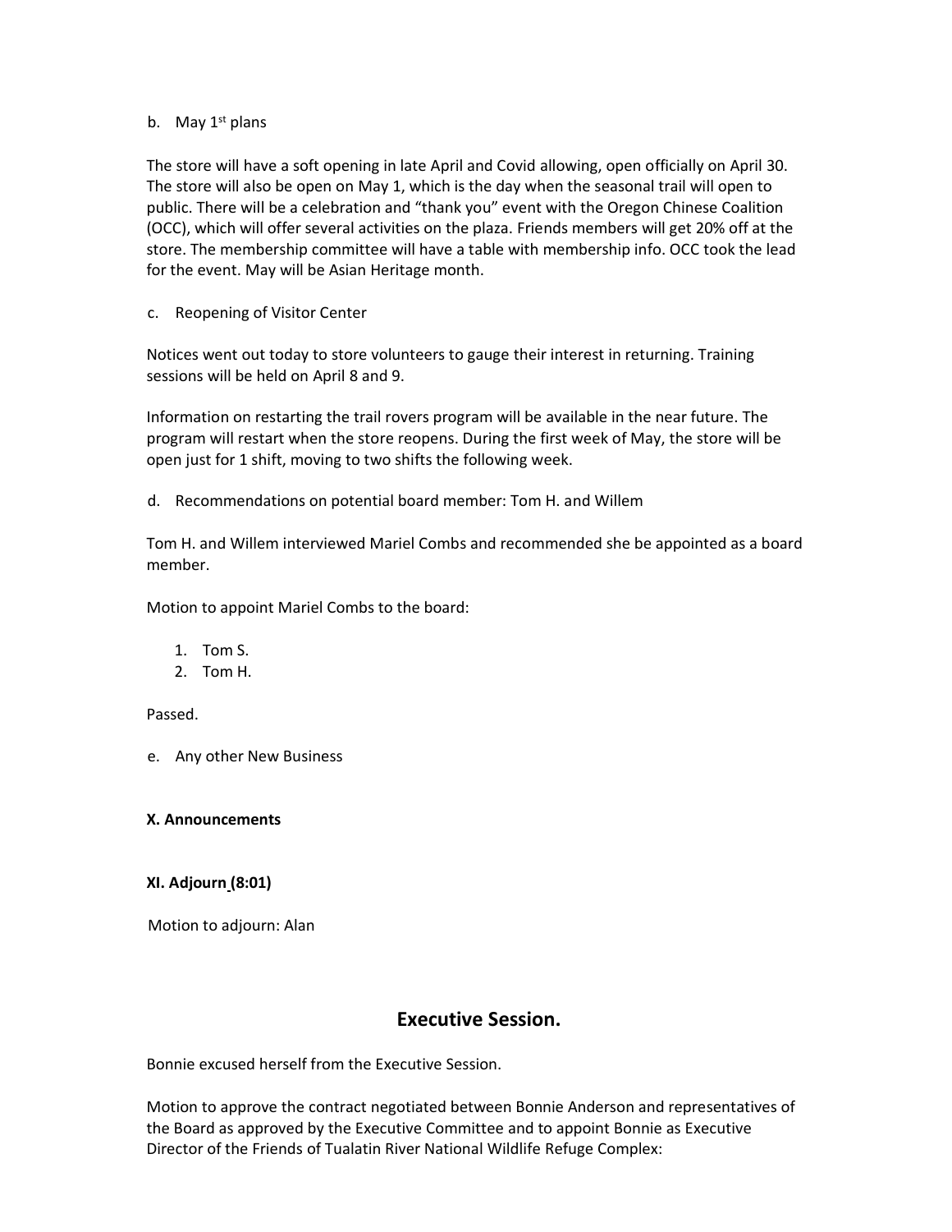b. May 1st plans

The store will have a soft opening in late April and Covid allowing, open officially on April 30. The store will also be open on May 1, which is the day when the seasonal trail will open to public. There will be a celebration and "thank you" event with the Oregon Chinese Coalition (OCC), which will offer several activities on the plaza. Friends members will get 20% off at the store. The membership committee will have a table with membership info. OCC took the lead for the event. May will be Asian Heritage month.

c. Reopening of Visitor Center

Notices went out today to store volunteers to gauge their interest in returning. Training sessions will be held on April 8 and 9.

Information on restarting the trail rovers program will be available in the near future. The program will restart when the store reopens. During the first week of May, the store will be open just for 1 shift, moving to two shifts the following week.

d. Recommendations on potential board member: Tom H. and Willem

Tom H. and Willem interviewed Mariel Combs and recommended she be appointed as a board member.

Motion to appoint Mariel Combs to the board:

1. Tom S.
2. Tom H.

Passed.

e. Any other New Business

**X. Announcements**

**XI. Adjourn (8:01)**

Motion to adjourn: Alan

## Executive Session.

Bonnie excused herself from the Executive Session.

Motion to approve the contract negotiated between Bonnie Anderson and representatives of the Board as approved by the Executive Committee and to appoint Bonnie as Executive Director of the Friends of Tualatin River National Wildlife Refuge Complex: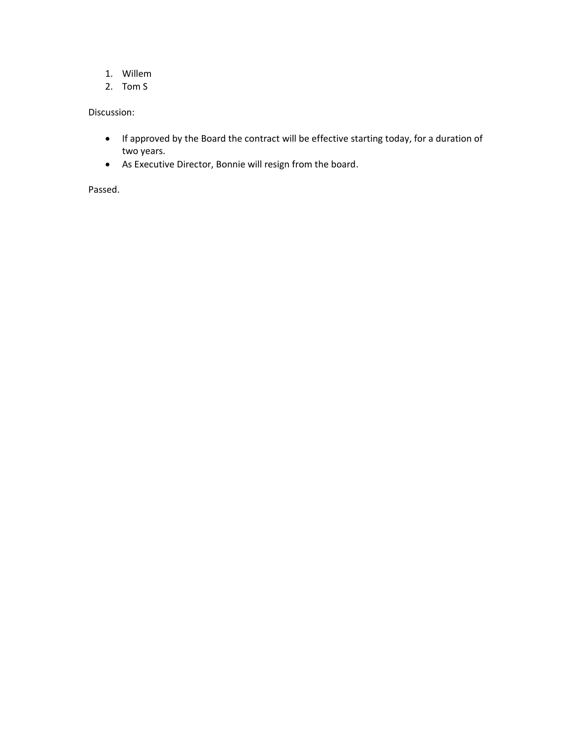1. Willem
2. Tom S

Discussion:

- If approved by the Board the contract will be effective starting today, for a duration of two years.
- As Executive Director, Bonnie will resign from the board.

Passed.